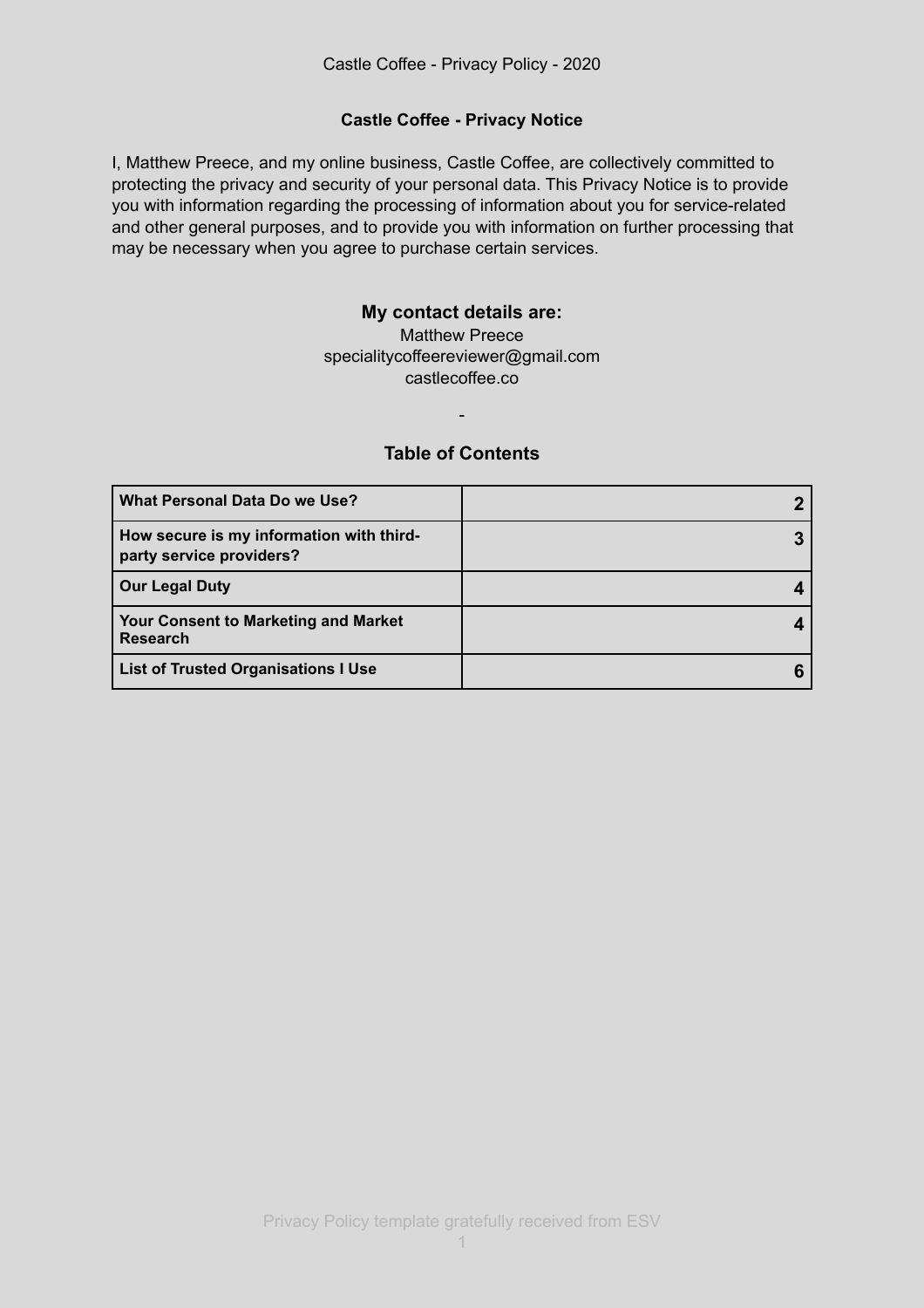# Castle Coffee - Privacy Notice

I, Matthew Preece, and my online business, Castle Coffee, are collectively committed to protecting the privacy and security of your personal data. This Privacy Notice is to provide you with information regarding the processing of information about you for service-related and other general purposes, and to provide you with information on further processing that may be necessary when you agree to purchase certain services.

## My contact details are:

Matthew Preece
specialitycoffeereviewer@gmail.com
castlecoffee.co

-

## Table of Contents

| | |
|---|---|
| **What Personal Data Do we Use?** | **2** |
| **How secure is my information with third-party service providers?** | **3** |
| **Our Legal Duty** | **4** |
| **Your Consent to Marketing and Market Research** | **4** |
| **List of Trusted Organisations I Use** | **6** |

Privacy Policy template gratefully received from ESV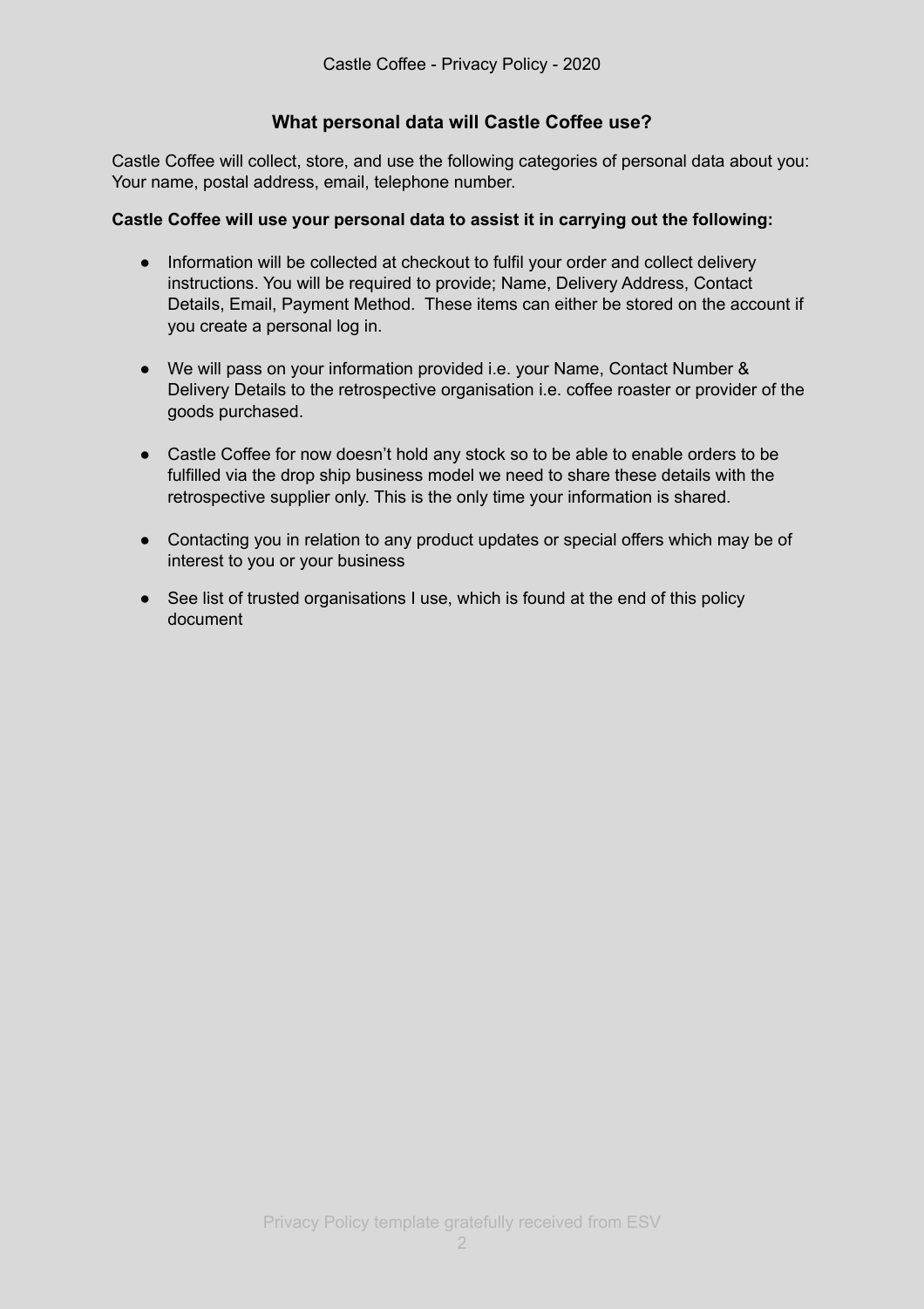## What personal data will Castle Coffee use?

Castle Coffee will collect, store, and use the following categories of personal data about you: Your name, postal address, email, telephone number.

**Castle Coffee will use your personal data to assist it in carrying out the following:**

- Information will be collected at checkout to fulfil your order and collect delivery instructions. You will be required to provide; Name, Delivery Address, Contact Details, Email, Payment Method. These items can either be stored on the account if you create a personal log in.
- We will pass on your information provided i.e. your Name, Contact Number & Delivery Details to the retrospective organisation i.e. coffee roaster or provider of the goods purchased.
- Castle Coffee for now doesn't hold any stock so to be able to enable orders to be fulfilled via the drop ship business model we need to share these details with the retrospective supplier only. This is the only time your information is shared.
- Contacting you in relation to any product updates or special offers which may be of interest to you or your business
- See list of trusted organisations I use, which is found at the end of this policy document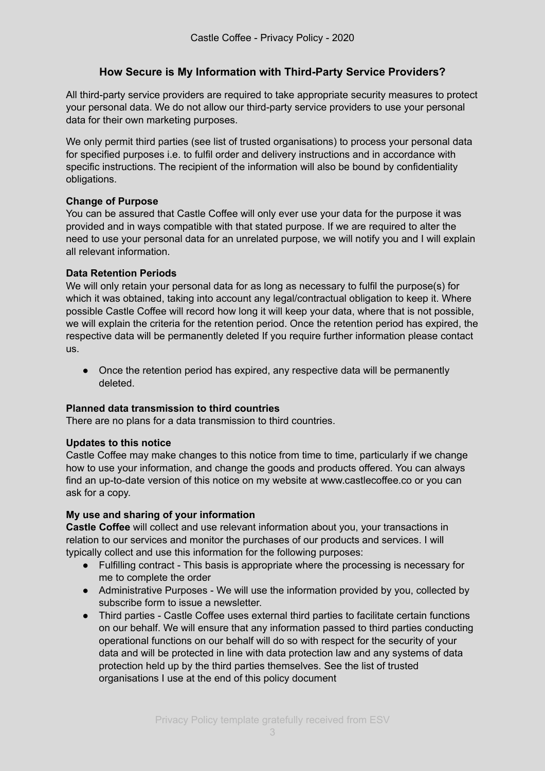## How Secure is My Information with Third-Party Service Providers?

All third-party service providers are required to take appropriate security measures to protect your personal data. We do not allow our third-party service providers to use your personal data for their own marketing purposes.

We only permit third parties (see list of trusted organisations) to process your personal data for specified purposes i.e. to fulfil order and delivery instructions and in accordance with specific instructions. The recipient of the information will also be bound by confidentiality obligations.

**Change of Purpose**
You can be assured that Castle Coffee will only ever use your data for the purpose it was provided and in ways compatible with that stated purpose. If we are required to alter the need to use your personal data for an unrelated purpose, we will notify you and I will explain all relevant information.

**Data Retention Periods**
We will only retain your personal data for as long as necessary to fulfil the purpose(s) for which it was obtained, taking into account any legal/contractual obligation to keep it. Where possible Castle Coffee will record how long it will keep your data, where that is not possible, we will explain the criteria for the retention period. Once the retention period has expired, the respective data will be permanently deleted If you require further information please contact us.

- Once the retention period has expired, any respective data will be permanently deleted.

**Planned data transmission to third countries**
There are no plans for a data transmission to third countries.

**Updates to this notice**
Castle Coffee may make changes to this notice from time to time, particularly if we change how to use your information, and change the goods and products offered. You can always find an up-to-date version of this notice on my website at www.castlecoffee.co or you can ask for a copy.

**My use and sharing of your information**
**Castle Coffee** will collect and use relevant information about you, your transactions in relation to our services and monitor the purchases of our products and services. I will typically collect and use this information for the following purposes:

- Fulfilling contract - This basis is appropriate where the processing is necessary for me to complete the order
- Administrative Purposes - We will use the information provided by you, collected by subscribe form to issue a newsletter.
- Third parties - Castle Coffee uses external third parties to facilitate certain functions on our behalf. We will ensure that any information passed to third parties conducting operational functions on our behalf will do so with respect for the security of your data and will be protected in line with data protection law and any systems of data protection held up by the third parties themselves. See the list of trusted organisations I use at the end of this policy document

Privacy Policy template gratefully received from ESV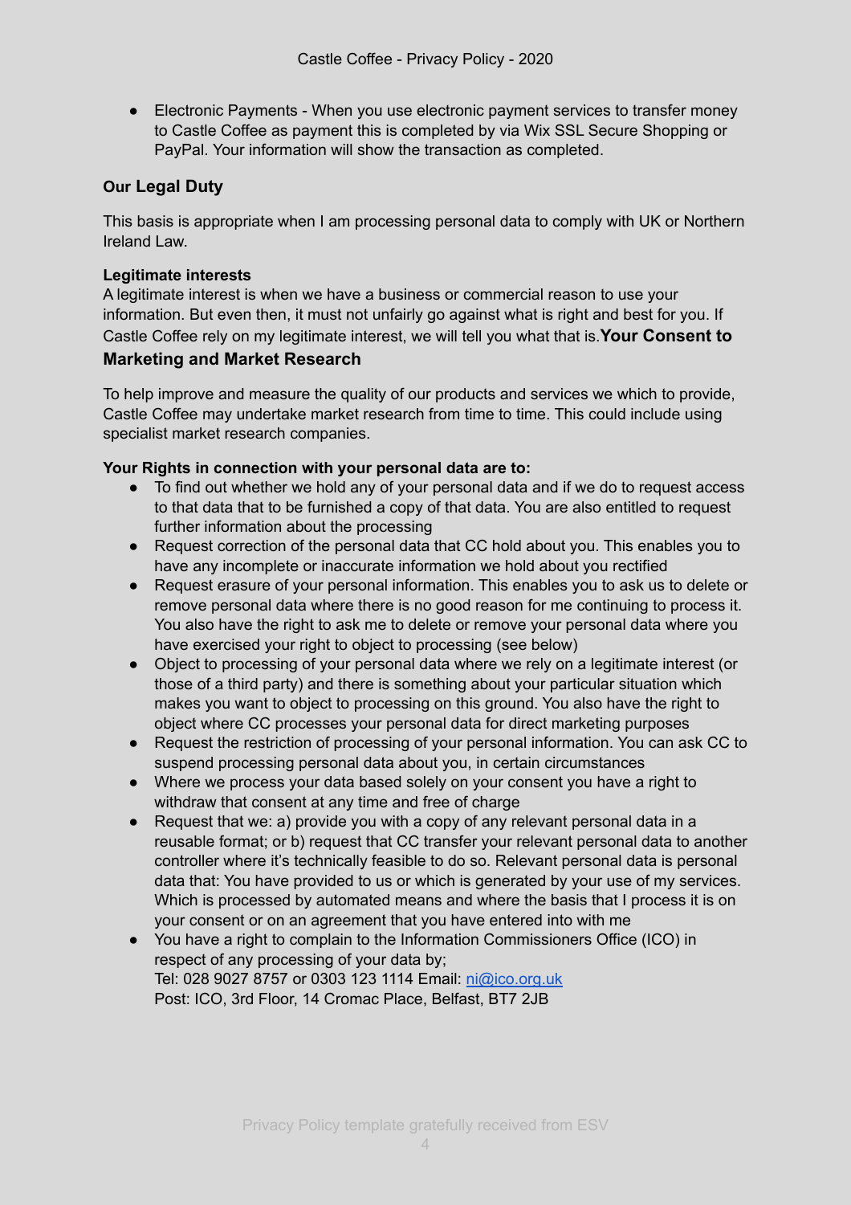- Electronic Payments - When you use electronic payment services to transfer money to Castle Coffee as payment this is completed by via Wix SSL Secure Shopping or PayPal. Your information will show the transaction as completed.

### Our Legal Duty

This basis is appropriate when I am processing personal data to comply with UK or Northern Ireland Law.

**Legitimate interests**

A legitimate interest is when we have a business or commercial reason to use your information. But even then, it must not unfairly go against what is right and best for you. If Castle Coffee rely on my legitimate interest, we will tell you what that is.

### Your Consent to Marketing and Market Research

To help improve and measure the quality of our products and services we which to provide, Castle Coffee may undertake market research from time to time. This could include using specialist market research companies.

**Your Rights in connection with your personal data are to:**

- To find out whether we hold any of your personal data and if we do to request access to that data that to be furnished a copy of that data. You are also entitled to request further information about the processing
- Request correction of the personal data that CC hold about you. This enables you to have any incomplete or inaccurate information we hold about you rectified
- Request erasure of your personal information. This enables you to ask us to delete or remove personal data where there is no good reason for me continuing to process it. You also have the right to ask me to delete or remove your personal data where you have exercised your right to object to processing (see below)
- Object to processing of your personal data where we rely on a legitimate interest (or those of a third party) and there is something about your particular situation which makes you want to object to processing on this ground. You also have the right to object where CC processes your personal data for direct marketing purposes
- Request the restriction of processing of your personal information. You can ask CC to suspend processing personal data about you, in certain circumstances
- Where we process your data based solely on your consent you have a right to withdraw that consent at any time and free of charge
- Request that we: a) provide you with a copy of any relevant personal data in a reusable format; or b) request that CC transfer your relevant personal data to another controller where it's technically feasible to do so. Relevant personal data is personal data that: You have provided to us or which is generated by your use of my services. Which is processed by automated means and where the basis that I process it is on your consent or on an agreement that you have entered into with me
- You have a right to complain to the Information Commissioners Office (ICO) in respect of any processing of your data by;
  Tel: 028 9027 8757 or 0303 123 1114 Email: ni@ico.org.uk
  Post: ICO, 3rd Floor, 14 Cromac Place, Belfast, BT7 2JB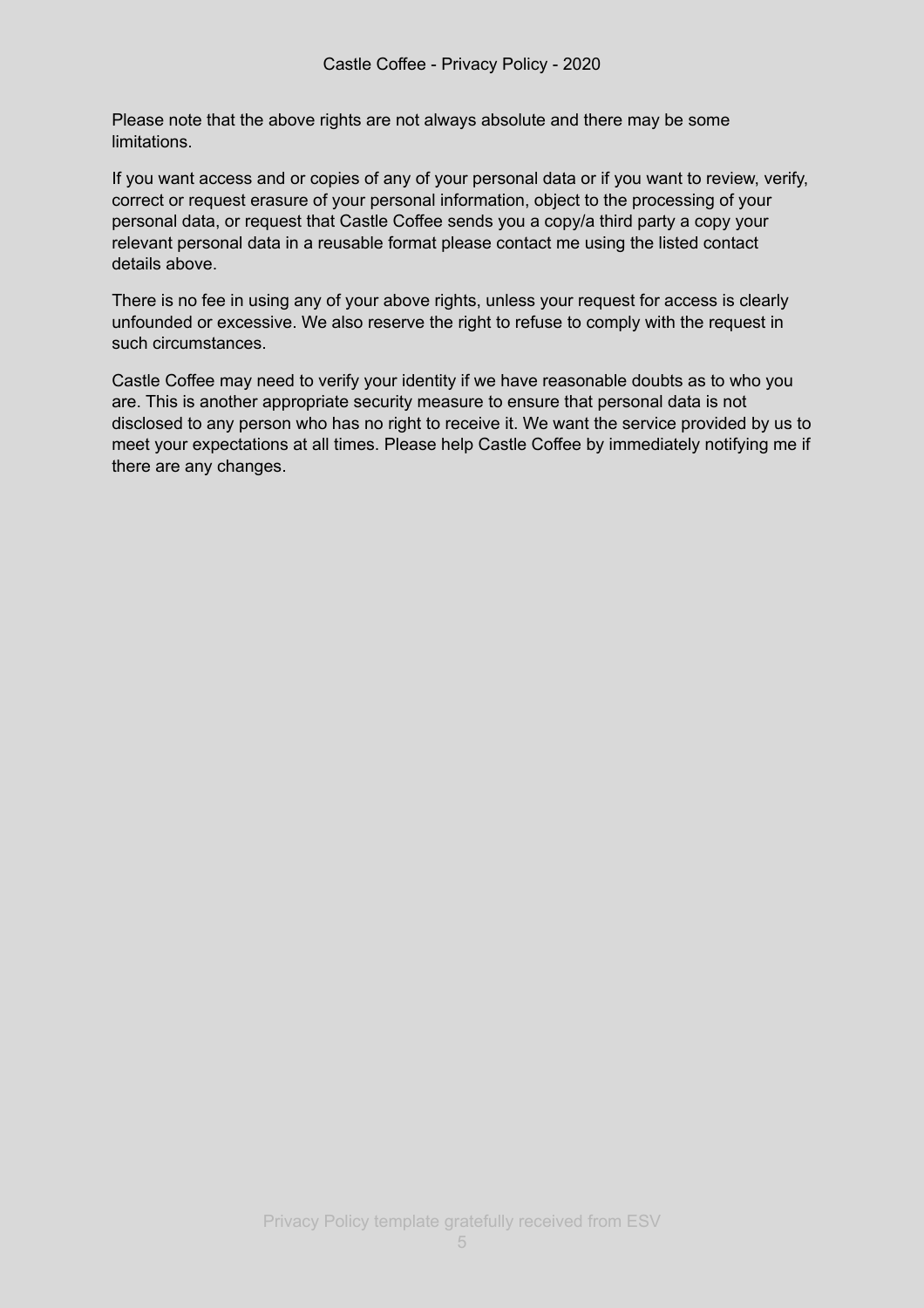Please note that the above rights are not always absolute and there may be some limitations.

If you want access and or copies of any of your personal data or if you want to review, verify, correct or request erasure of your personal information, object to the processing of your personal data, or request that Castle Coffee sends you a copy/a third party a copy your relevant personal data in a reusable format please contact me using the listed contact details above.

There is no fee in using any of your above rights, unless your request for access is clearly unfounded or excessive. We also reserve the right to refuse to comply with the request in such circumstances.

Castle Coffee may need to verify your identity if we have reasonable doubts as to who you are. This is another appropriate security measure to ensure that personal data is not disclosed to any person who has no right to receive it. We want the service provided by us to meet your expectations at all times. Please help Castle Coffee by immediately notifying me if there are any changes.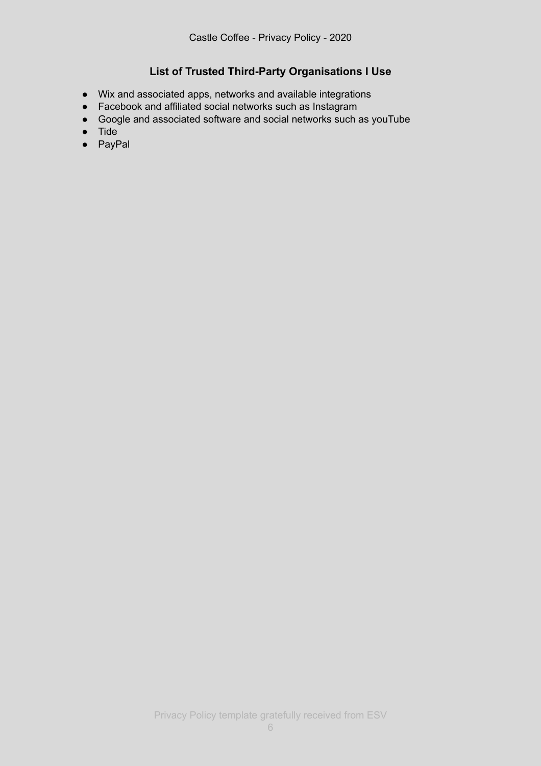## List of Trusted Third-Party Organisations I Use

- Wix and associated apps, networks and available integrations
- Facebook and affiliated social networks such as Instagram
- Google and associated software and social networks such as youTube
- Tide
- PayPal